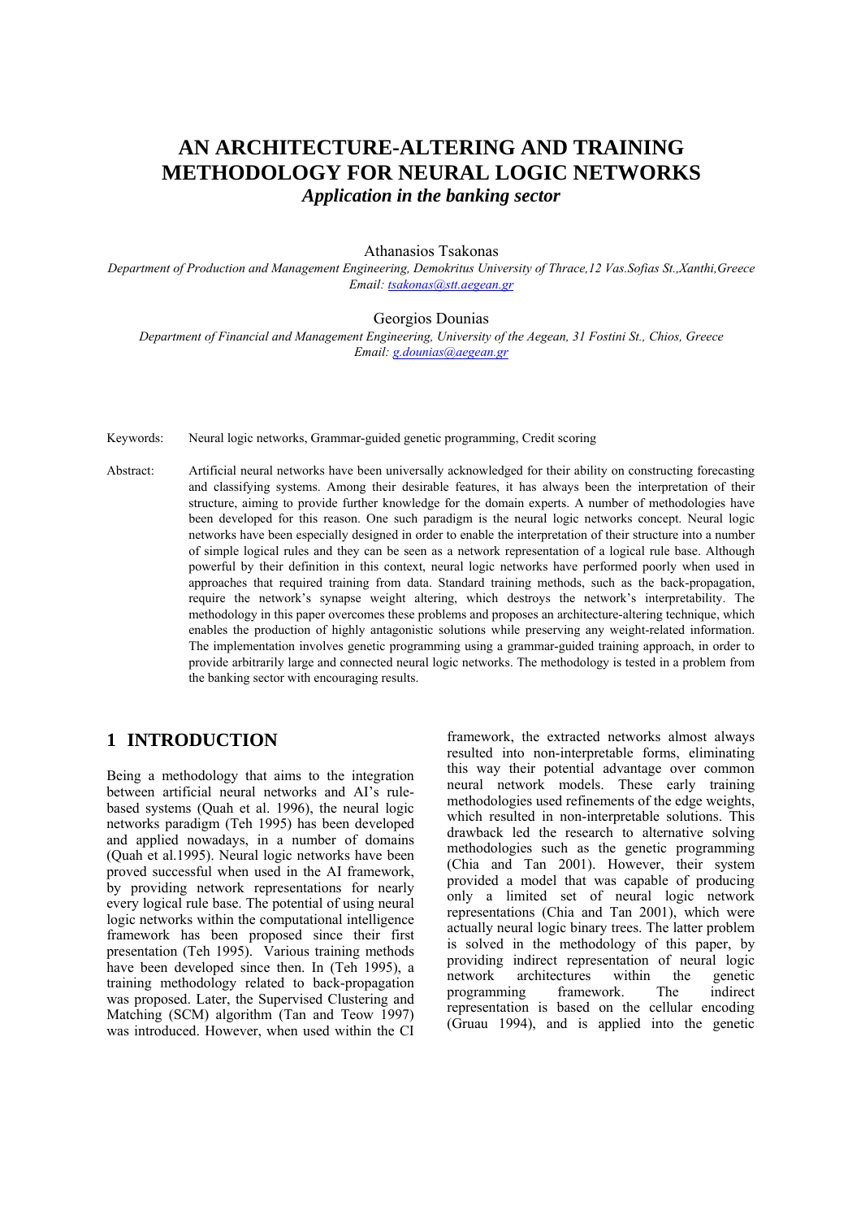# AN ARCHITECTURE-ALTERING AND TRAINING METHODOLOGY FOR NEURAL LOGIC NETWORKS

***Application in the banking sector***

Athanasios Tsakonas

*Department of Production and Management Engineering, Demokritus University of Thrace,12 Vas.Sofias St.,Xanthi,Greece*
*Email: tsakonas@stt.aegean.gr*

Georgios Dounias

*Department of Financial and Management Engineering, University of the Aegean, 31 Fostini St., Chios, Greece*
*Email: g.dounias@aegean.gr*

Keywords: Neural logic networks, Grammar-guided genetic programming, Credit scoring

Abstract: Artificial neural networks have been universally acknowledged for their ability on constructing forecasting and classifying systems. Among their desirable features, it has always been the interpretation of their structure, aiming to provide further knowledge for the domain experts. A number of methodologies have been developed for this reason. One such paradigm is the neural logic networks concept. Neural logic networks have been especially designed in order to enable the interpretation of their structure into a number of simple logical rules and they can be seen as a network representation of a logical rule base. Although powerful by their definition in this context, neural logic networks have performed poorly when used in approaches that required training from data. Standard training methods, such as the back-propagation, require the network's synapse weight altering, which destroys the network's interpretability. The methodology in this paper overcomes these problems and proposes an architecture-altering technique, which enables the production of highly antagonistic solutions while preserving any weight-related information. The implementation involves genetic programming using a grammar-guided training approach, in order to provide arbitrarily large and connected neural logic networks. The methodology is tested in a problem from the banking sector with encouraging results.

## 1 INTRODUCTION

Being a methodology that aims to the integration between artificial neural networks and AI's rule-based systems (Quah et al. 1996), the neural logic networks paradigm (Teh 1995) has been developed and applied nowadays, in a number of domains (Quah et al.1995). Neural logic networks have been proved successful when used in the AI framework, by providing network representations for nearly every logical rule base. The potential of using neural logic networks within the computational intelligence framework has been proposed since their first presentation (Teh 1995). Various training methods have been developed since then. In (Teh 1995), a training methodology related to back-propagation was proposed. Later, the Supervised Clustering and Matching (SCM) algorithm (Tan and Teow 1997) was introduced. However, when used within the CI framework, the extracted networks almost always resulted into non-interpretable forms, eliminating this way their potential advantage over common neural network models. These early training methodologies used refinements of the edge weights, which resulted in non-interpretable solutions. This drawback led the research to alternative solving methodologies such as the genetic programming (Chia and Tan 2001). However, their system provided a model that was capable of producing only a limited set of neural logic network representations (Chia and Tan 2001), which were actually neural logic binary trees. The latter problem is solved in the methodology of this paper, by providing indirect representation of neural logic network architectures within the genetic programming framework. The indirect representation is based on the cellular encoding (Gruau 1994), and is applied into the genetic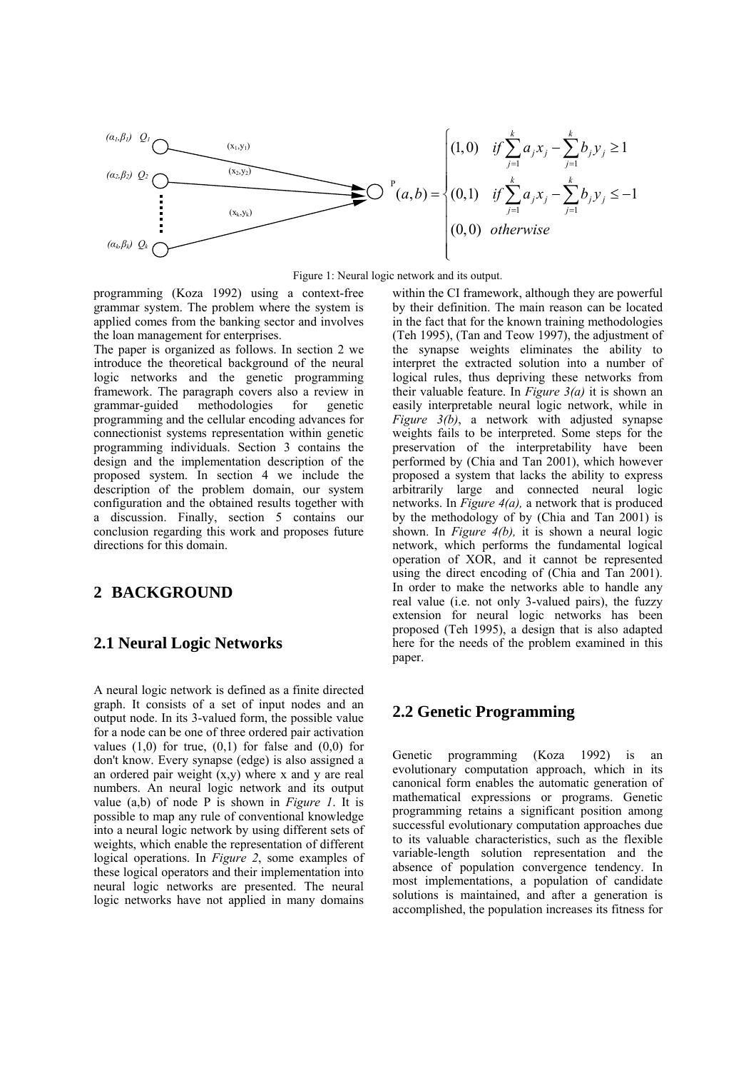$$
P(a,b) = \begin{cases} (1,0) & if \sum_{j=1}^{k} a_j x_j - \sum_{j=1}^{k} b_j y_j \geq 1 \\ (0,1) & if \sum_{j=1}^{k} a_j x_j - \sum_{j=1}^{k} b_j y_j \leq -1 \\ (0,0) & otherwise \end{cases}
$$

Figure 1: Neural logic network and its output.

programming (Koza 1992) using a context-free grammar system. The problem where the system is applied comes from the banking sector and involves the loan management for enterprises.

The paper is organized as follows. In section 2 we introduce the theoretical background of the neural logic networks and the genetic programming framework. The paragraph covers also a review in grammar-guided methodologies for genetic programming and the cellular encoding advances for connectionist systems representation within genetic programming individuals. Section 3 contains the design and the implementation description of the proposed system. In section 4 we include the description of the problem domain, our system configuration and the obtained results together with a discussion. Finally, section 5 contains our conclusion regarding this work and proposes future directions for this domain.

## 2 BACKGROUND

### 2.1 Neural Logic Networks

A neural logic network is defined as a finite directed graph. It consists of a set of input nodes and an output node. In its 3-valued form, the possible value for a node can be one of three ordered pair activation values (1,0) for true, (0,1) for false and (0,0) for don't know. Every synapse (edge) is also assigned a an ordered pair weight (x,y) where x and y are real numbers. An neural logic network and its output value (a,b) of node P is shown in *Figure 1*. It is possible to map any rule of conventional knowledge into a neural logic network by using different sets of weights, which enable the representation of different logical operations. In *Figure 2*, some examples of these logical operators and their implementation into neural logic networks are presented. The neural logic networks have not applied in many domains within the CI framework, although they are powerful by their definition. The main reason can be located in the fact that for the known training methodologies (Teh 1995), (Tan and Teow 1997), the adjustment of the synapse weights eliminates the ability to interpret the extracted solution into a number of logical rules, thus depriving these networks from their valuable feature. In *Figure 3(a)* it is shown an easily interpretable neural logic network, while in *Figure 3(b)*, a network with adjusted synapse weights fails to be interpreted. Some steps for the preservation of the interpretability have been performed by (Chia and Tan 2001), which however proposed a system that lacks the ability to express arbitrarily large and connected neural logic networks. In *Figure 4(a),* a network that is produced by the methodology of by (Chia and Tan 2001) is shown. In *Figure 4(b),* it is shown a neural logic network, which performs the fundamental logical operation of XOR, and it cannot be represented using the direct encoding of (Chia and Tan 2001). In order to make the networks able to handle any real value (i.e. not only 3-valued pairs), the fuzzy extension for neural logic networks has been proposed (Teh 1995), a design that is also adapted here for the needs of the problem examined in this paper.

### 2.2 Genetic Programming

Genetic programming (Koza 1992) is an evolutionary computation approach, which in its canonical form enables the automatic generation of mathematical expressions or programs. Genetic programming retains a significant position among successful evolutionary computation approaches due to its valuable characteristics, such as the flexible variable-length solution representation and the absence of population convergence tendency. In most implementations, a population of candidate solutions is maintained, and after a generation is accomplished, the population increases its fitness for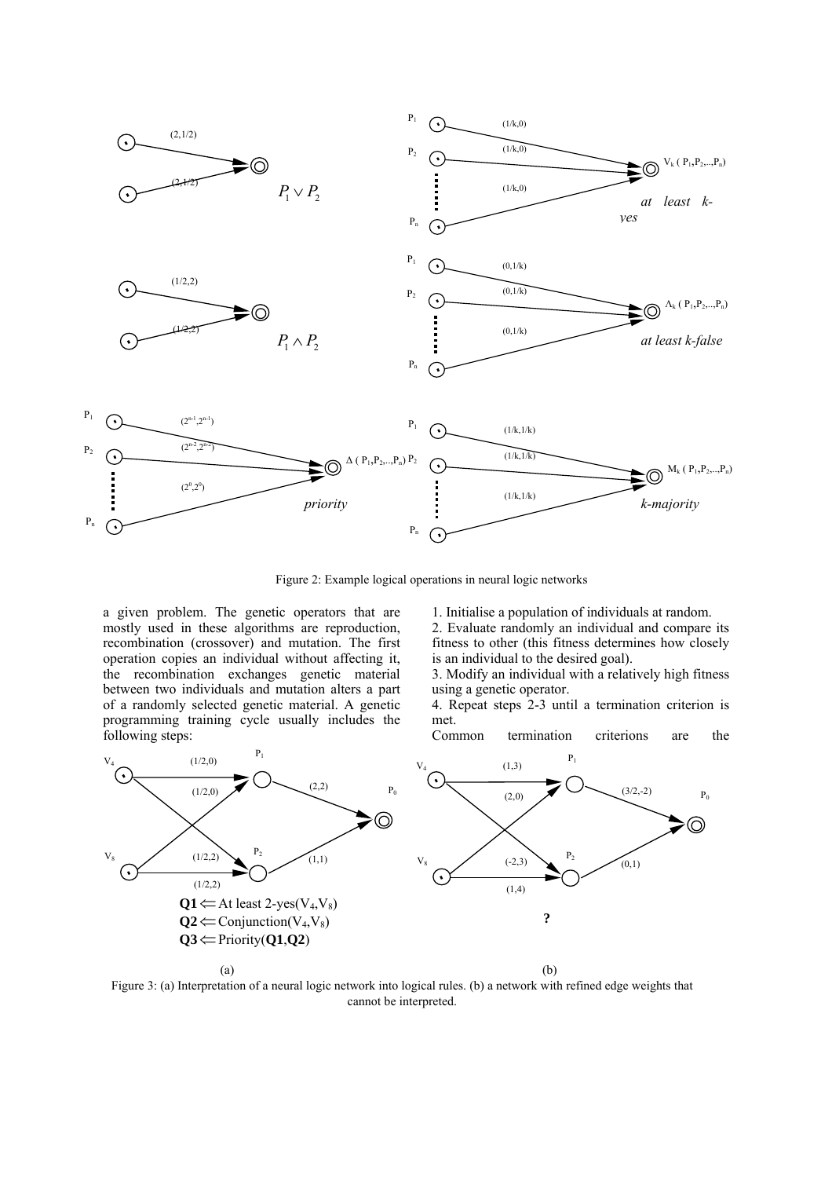Figure 2: Example logical operations in neural logic networks

a given problem. The genetic operators that are mostly used in these algorithms are reproduction, recombination (crossover) and mutation. The first operation copies an individual without affecting it, the recombination exchanges genetic material between two individuals and mutation alters a part of a randomly selected genetic material. A genetic programming training cycle usually includes the following steps:

1. Initialise a population of individuals at random.
2. Evaluate randomly an individual and compare its fitness to other (this fitness determines how closely is an individual to the desired goal).
3. Modify an individual with a relatively high fitness using a genetic operator.
4. Repeat steps 2-3 until a termination criterion is met.

Common termination criterions are the

**Q1** $\Leftarrow$ At least 2-yes($V_4$,$V_8$)
**Q2** $\Leftarrow$ Conjunction($V_4$,$V_8$)
**Q3** $\Leftarrow$ Priority(**Q1**,**Q2**)

(a) (b)

Figure 3: (a) Interpretation of a neural logic network into logical rules. (b) a network with refined edge weights that cannot be interpreted.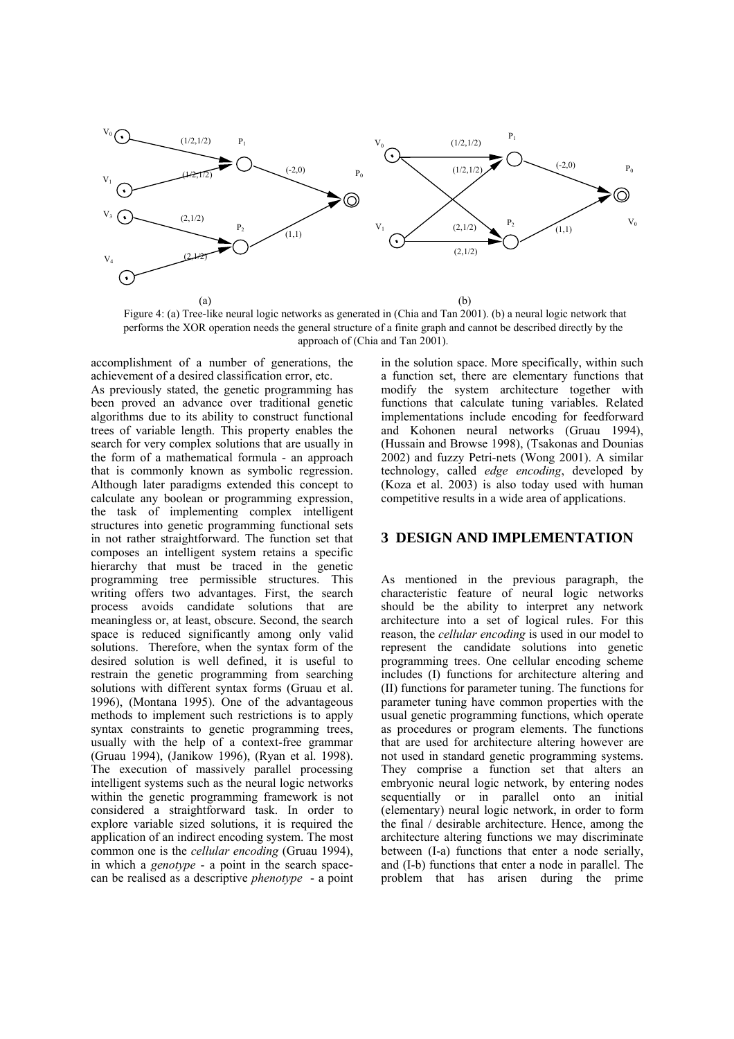Figure 4: (a) Tree-like neural logic networks as generated in (Chia and Tan 2001). (b) a neural logic network that performs the XOR operation needs the general structure of a finite graph and cannot be described directly by the approach of (Chia and Tan 2001).

accomplishment of a number of generations, the achievement of a desired classification error, etc.

As previously stated, the genetic programming has been proved an advance over traditional genetic algorithms due to its ability to construct functional trees of variable length. This property enables the search for very complex solutions that are usually in the form of a mathematical formula - an approach that is commonly known as symbolic regression. Although later paradigms extended this concept to calculate any boolean or programming expression, the task of implementing complex intelligent structures into genetic programming functional sets in not rather straightforward. The function set that composes an intelligent system retains a specific hierarchy that must be traced in the genetic programming tree permissible structures. This writing offers two advantages. First, the search process avoids candidate solutions that are meaningless or, at least, obscure. Second, the search space is reduced significantly among only valid solutions. Therefore, when the syntax form of the desired solution is well defined, it is useful to restrain the genetic programming from searching solutions with different syntax forms (Gruau et al. 1996), (Montana 1995). One of the advantageous methods to implement such restrictions is to apply syntax constraints to genetic programming trees, usually with the help of a context-free grammar (Gruau 1994), (Janikow 1996), (Ryan et al. 1998). The execution of massively parallel processing intelligent systems such as the neural logic networks within the genetic programming framework is not considered a straightforward task. In order to explore variable sized solutions, it is required the application of an indirect encoding system. The most common one is the *cellular encoding* (Gruau 1994), in which a *genotype* - a point in the search space- can be realised as a descriptive *phenotype* - a point in the solution space. More specifically, within such a function set, there are elementary functions that modify the system architecture together with functions that calculate tuning variables. Related implementations include encoding for feedforward and Kohonen neural networks (Gruau 1994), (Hussain and Browse 1998), (Tsakonas and Dounias 2002) and fuzzy Petri-nets (Wong 2001). A similar technology, called *edge encoding*, developed by (Koza et al. 2003) is also today used with human competitive results in a wide area of applications.

## 3 DESIGN AND IMPLEMENTATION

As mentioned in the previous paragraph, the characteristic feature of neural logic networks should be the ability to interpret any network architecture into a set of logical rules. For this reason, the *cellular encoding* is used in our model to represent the candidate solutions into genetic programming trees. One cellular encoding scheme includes (I) functions for architecture altering and (II) functions for parameter tuning. The functions for parameter tuning have common properties with the usual genetic programming functions, which operate as procedures or program elements. The functions that are used for architecture altering however are not used in standard genetic programming systems. They comprise a function set that alters an embryonic neural logic network, by entering nodes sequentially or in parallel onto an initial (elementary) neural logic network, in order to form the final / desirable architecture. Hence, among the architecture altering functions we may discriminate between (I-a) functions that enter a node serially, and (I-b) functions that enter a node in parallel. The problem that has arisen during the prime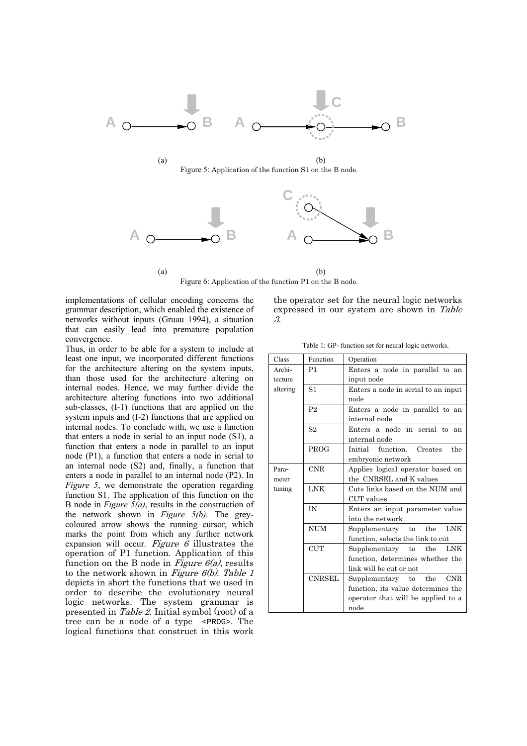(a) (b)

Figure 5: Application of the function S1 on the B node.

(a) (b)

Figure 6: Application of the function P1 on the B node.

implementations of cellular encoding concerns the grammar description, which enabled the existence of networks without inputs (Gruau 1994), a situation that can easily lead into premature population convergence.

Thus, in order to be able for a system to include at least one input, we incorporated different functions for the architecture altering on the system inputs, than those used for the architecture altering on internal nodes. Hence, we may further divide the architecture altering functions into two additional sub-classes, (I-1) functions that are applied on the system inputs and (I-2) functions that are applied on internal nodes. To conclude with, we use a function that enters a node in serial to an input node (S1), a function that enters a node in parallel to an input node (P1), a function that enters a node in serial to an internal node (S2) and, finally, a function that enters a node in parallel to an internal node (P2). In *Figure 5*, we demonstrate the operation regarding function S1. The application of this function on the B node in *Figure 5(a)*, results in the construction of the network shown in *Figure 5(b).* The grey-coloured arrow shows the running cursor, which marks the point from which any further network expansion will occur. *Figure 6* illustrates the operation of P1 function. Application of this function on the B node in *Figure 6(a)*, results to the network shown in *Figure 6(b)*. *Table 1* depicts in short the functions that we used in order to describe the evolutionary neural logic networks. The system grammar is presented in *Table 2*. Initial symbol (root) of a tree can be a node of a type `<PROG>`. The logical functions that construct in this work the operator set for the neural logic networks expressed in our system are shown in *Table 3*.

Table 1: GP- function set for neural logic networks.

| Class | Function | Operation |
|---|---|---|
| Architecture altering | P1 | Enters a node in parallel to an input node |
| | S1 | Enters a node in serial to an input node |
| | P2 | Enters a node in parallel to an internal node |
| | S2 | Enters a node in serial to an internal node |
| | PROG | Initial function. Creates the embryonic network |
| Parameter tuning | CNR | Applies logical operator based on the CNRSEL and K values |
| | LNK | Cuts links based on the NUM and CUT values |
| | IN | Enters an input parameter value into the network |
| | NUM | Supplementary to the LNK function, selects the link to cut |
| | CUT | Supplementary to the LNK function, determines whether the link will be cut or not |
| | CNRSEL | Supplementary to the CNR function, its value determines the operator that will be applied to a node |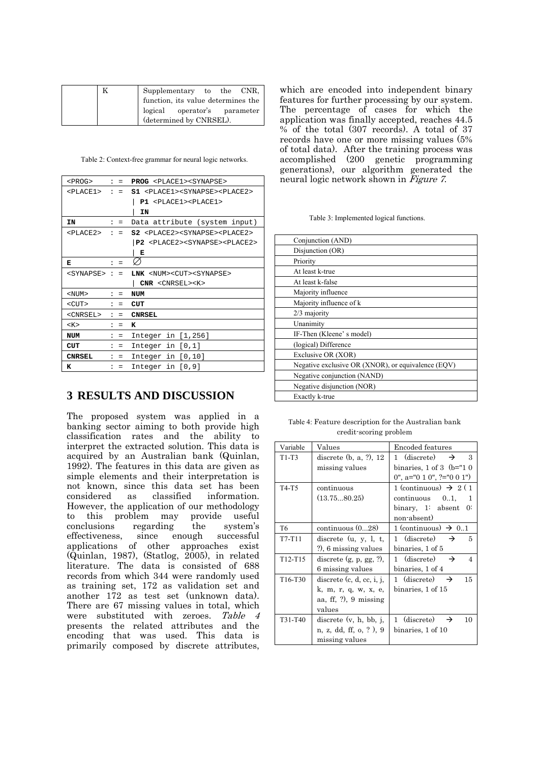| | K | Supplementary to the CNR, function, its value determines the logical operator's parameter (determined by CNRSEL). |
|---|---|---|

Table 2: Context-free grammar for neural logic networks.

| | | |
|---|---|---|
| <PROG> | := | **PROG** <PLACE1><SYNAPSE> |
| <PLACE1> | := | **S1** <PLACE1><SYNAPSE><PLACE2> <br> \| **P1** <PLACE1><PLACE1> <br> \| **IN** |
| **IN** | := | Data attribute (system input) |
| <PLACE2> | := | **S2** <PLACE2><SYNAPSE><PLACE2> <br> \|**P2** <PLACE2><SYNAPSE><PLACE2> <br> \| **E** |
| **E** | := | ∅ |
| <SYNAPSE> | := | **LNK** <NUM><CUT><SYNAPSE> <br> \| **CNR** <CNRSEL><K> |
| <NUM> | := | **NUM** |
| <CUT> | := | **CUT** |
| <CNRSEL> | := | **CNRSEL** |
| <K> | := | **K** |
| **NUM** | := | Integer in [1,256] |
| **CUT** | := | Integer in [0,1] |
| **CNRSEL** | := | Integer in [0,10] |
| **K** | := | Integer in [0,9] |

## 3 RESULTS AND DISCUSSION

The proposed system was applied in a banking sector aiming to both provide high classification rates and the ability to interpret the extracted solution. This data is acquired by an Australian bank (Quinlan, 1992). The features in this data are given as simple elements and their interpretation is not known, since this data set has been considered as classified information. However, the application of our methodology to this problem may provide useful conclusions regarding the system's effectiveness, since enough successful applications of other approaches exist (Quinlan, 1987), (Statlog, 2005), in related literature. The data is consisted of 688 records from which 344 were randomly used as training set, 172 as validation set and another 172 as test set (unknown data). There are 67 missing values in total, which were substituted with zeroes. *Table 4* presents the related attributes and the encoding that was used. This data is primarily composed by discrete attributes, which are encoded into independent binary features for further processing by our system. The percentage of cases for which the application was finally accepted, reaches 44.5 % of the total (307 records). A total of 37 records have one or more missing values (5% of total data). After the training process was accomplished (200 genetic programming generations), our algorithm generated the neural logic network shown in *Figure 7*.

Table 3: Implemented logical functions.

| |
|---|
| Conjunction (AND) |
| Disjunction (OR) |
| Priority |
| At least k-true |
| At least k-false |
| Majority influence |
| Majority influence of k |
| 2/3 majority |
| Unanimity |
| IF-Then (Kleene' s model) |
| (logical) Difference |
| Exclusive OR (XOR) |
| Negative exclusive OR (XNOR), or equivalence (EQV) |
| Negative conjunction (NAND) |
| Negative disjunction (NOR) |
| Exactly k-true |

Table 4: Feature description for the Australian bank credit-scoring problem

| Variable | Values | Encoded features |
|---|---|---|
| T1-T3 | discrete (b, a, ?), 12 missing values | 1 (discrete) → 3 binaries, 1 of 3 (b="1 0 0", a="0 1 0", ?="0 0 1") |
| T4-T5 | continuous (13.75...80.25) | 1 (continuous) → 2 ( 1 continuous 0..1, 1 binary, 1: absent 0: non-absent) |
| T6 | continuous (0...28) | 1 (continuous) → 0..1 |
| T7-T11 | discrete (u, y, l, t, ?), 6 missing values | 1 (discrete) → 5 binaries, 1 of 5 |
| T12-T15 | discrete (g, p, gg, ?), 6 missing values | 1 (discrete) → 4 binaries, 1 of 4 |
| T16-T30 | discrete (c, d, cc, i, j, k, m, r, q, w, x, e, aa, ff, ?), 9 missing values | 1 (discrete) → 15 binaries, 1 of 15 |
| T31-T40 | discrete (v, h, bb, j, n, z, dd, ff, o, ? ), 9 missing values | 1 (discrete) → 10 binaries, 1 of 10 |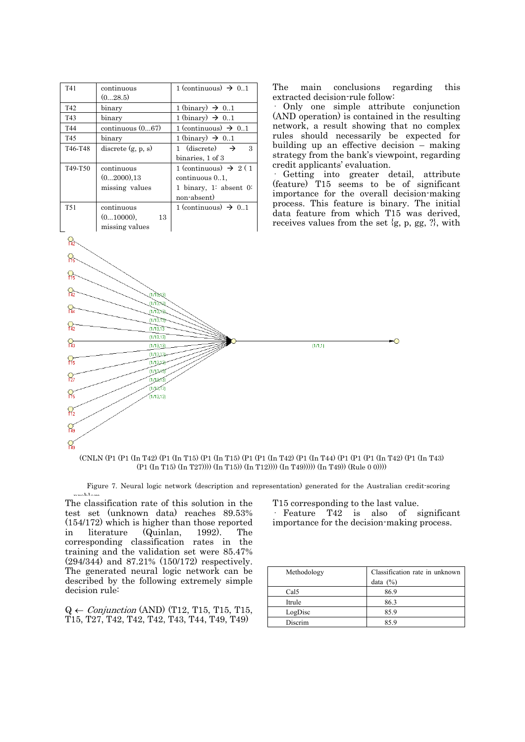| T41 | continuous (0…28.5) | 1 (continuous) → 0..1 |
|---|---|---|
| T42 | binary | 1 (binary) → 0..1 |
| T43 | binary | 1 (binary) → 0..1 |
| T44 | continuous (0…67) | 1 (continuous) → 0..1 |
| T45 | binary | 1 (binary) → 0..1 |
| T46-T48 | discrete (g, p, s) | 1 (discrete) → 3 binaries, 1 of 3 |
| T49-T50 | continuous (0…2000),13 missing values | 1 (continuous) → 2 ( 1 continuous 0..1, 1 binary, 1: absent 0: non-absent) |
| T51 | continuous (0…10000), 13 missing values | 1 (continuous) → 0..1 |

The main conclusions regarding this extracted decision-rule follow:

· Only one simple attribute conjunction (AND operation) is contained in the resulting network, a result showing that no complex rules should necessarily be expected for building up an effective decision – making strategy from the bank's viewpoint, regarding credit applicants' evaluation.

· Getting into greater detail, attribute (feature) T15 seems to be of significant importance for the overall decision-making process. This feature is binary. The initial data feature from which T15 was derived, receives values from the set {g, p, gg, ?}, with T15 corresponding to the last value.

· Feature T42 is also of significant importance for the decision-making process.

(CNLN (P1 (P1 (In T42) (P1 (In T15) (P1 (In T15) (P1 (P1 (In T42) (P1 (In T44) (P1 (P1 (P1 (In T42) (P1 (In T43) (P1 (In T15) (In T27)))) (In T15)) (In T12)))) (In T49))))) (In T49))) (Rule 0 0))))

Figure 7. Neural logic network (description and representation) generated for the Australian credit-scoring problem.

The classification rate of this solution in the test set (unknown data) reaches 89.53% (154/172) which is higher than those reported in literature (Quinlan, 1992). The corresponding classification rates in the training and the validation set were 85.47% (294/344) and 87.21% (150/172) respectively. The generated neural logic network can be described by the following extremely simple decision rule:

Q ← *Conjunction* (AND) (T12, T15, T15, T15, T15, T27, T42, T42, T42, T43, T44, T49, T49)

| Methodology | Classification rate in unknown data (%) |
|---|---|
| Cal5 | 86.9 |
| Itrule | 86.3 |
| LogDisc | 85.9 |
| Discrim | 85.9 |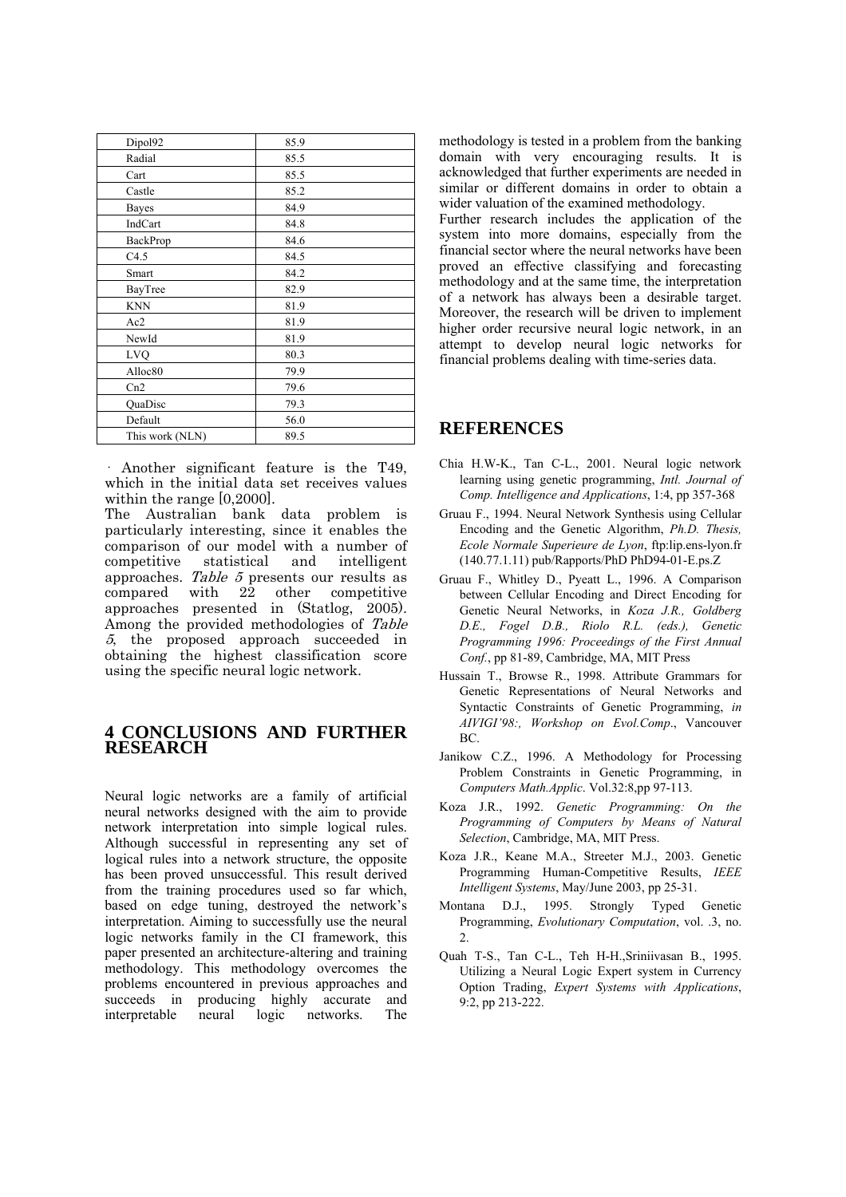| | |
|---|---|
| Dipol92 | 85.9 |
| Radial | 85.5 |
| Cart | 85.5 |
| Castle | 85.2 |
| Bayes | 84.9 |
| IndCart | 84.8 |
| BackProp | 84.6 |
| C4.5 | 84.5 |
| Smart | 84.2 |
| BayTree | 82.9 |
| KNN | 81.9 |
| Ac2 | 81.9 |
| NewId | 81.9 |
| LVQ | 80.3 |
| Alloc80 | 79.9 |
| Cn2 | 79.6 |
| QuaDisc | 79.3 |
| Default | 56.0 |
| This work (NLN) | 89.5 |

· Another significant feature is the T49, which in the initial data set receives values within the range [0,2000].

The Australian bank data problem is particularly interesting, since it enables the comparison of our model with a number of competitive statistical and intelligent approaches. *Table 5* presents our results as compared with 22 other competitive approaches presented in (Statlog, 2005). Among the provided methodologies of *Table 5*, the proposed approach succeeded in obtaining the highest classification score using the specific neural logic network.

## 4 CONCLUSIONS AND FURTHER RESEARCH

Neural logic networks are a family of artificial neural networks designed with the aim to provide network interpretation into simple logical rules. Although successful in representing any set of logical rules into a network structure, the opposite has been proved unsuccessful. This result derived from the training procedures used so far which, based on edge tuning, destroyed the network's interpretation. Aiming to successfully use the neural logic networks family in the CI framework, this paper presented an architecture-altering and training methodology. This methodology overcomes the problems encountered in previous approaches and succeeds in producing highly accurate and interpretable neural logic networks. The methodology is tested in a problem from the banking domain with very encouraging results. It is acknowledged that further experiments are needed in similar or different domains in order to obtain a wider valuation of the examined methodology.

Further research includes the application of the system into more domains, especially from the financial sector where the neural networks have been proved an effective classifying and forecasting methodology and at the same time, the interpretation of a network has always been a desirable target. Moreover, the research will be driven to implement higher order recursive neural logic network, in an attempt to develop neural logic networks for financial problems dealing with time-series data.

## REFERENCES

Chia H.W-K., Tan C-L., 2001. Neural logic network learning using genetic programming, *Intl. Journal of Comp. Intelligence and Applications*, 1:4, pp 357-368

Gruau F., 1994. Neural Network Synthesis using Cellular Encoding and the Genetic Algorithm, *Ph.D. Thesis, Ecole Normale Superieure de Lyon*, ftp:lip.ens-lyon.fr (140.77.1.11) pub/Rapports/PhD PhD94-01-E.ps.Z

Gruau F., Whitley D., Pyeatt L., 1996. A Comparison between Cellular Encoding and Direct Encoding for Genetic Neural Networks, in *Koza J.R., Goldberg D.E., Fogel D.B., Riolo R.L. (eds.), Genetic Programming 1996: Proceedings of the First Annual Conf.*, pp 81-89, Cambridge, MA, MIT Press

Hussain T., Browse R., 1998. Attribute Grammars for Genetic Representations of Neural Networks and Syntactic Constraints of Genetic Programming, *in AIVIGI'98:, Workshop on Evol.Comp*., Vancouver BC.

Janikow C.Z., 1996. A Methodology for Processing Problem Constraints in Genetic Programming, in *Computers Math.Applic*. Vol.32:8,pp 97-113.

Koza J.R., 1992. *Genetic Programming: On the Programming of Computers by Means of Natural Selection*, Cambridge, MA, MIT Press.

Koza J.R., Keane M.A., Streeter M.J., 2003. Genetic Programming Human-Competitive Results, *IEEE Intelligent Systems*, May/June 2003, pp 25-31.

Montana D.J., 1995. Strongly Typed Genetic Programming, *Evolutionary Computation*, vol. .3, no. 2.

Quah T-S., Tan C-L., Teh H-H.,Sriniivasan B., 1995. Utilizing a Neural Logic Expert system in Currency Option Trading, *Expert Systems with Applications*, 9:2, pp 213-222.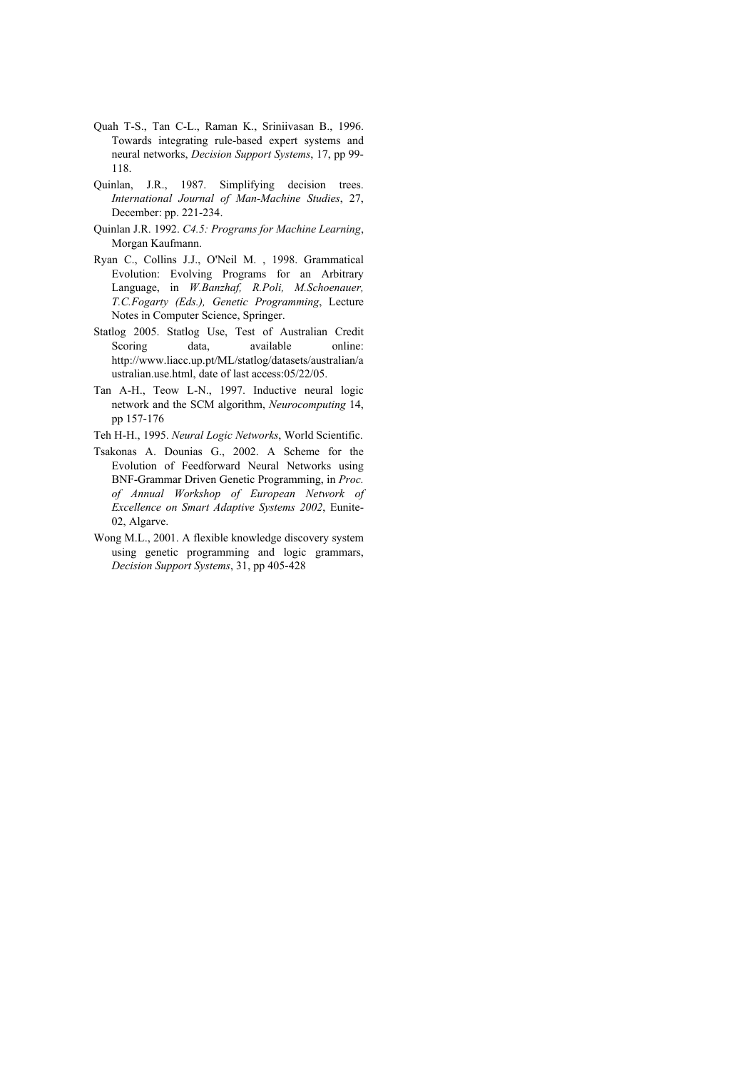Quah T-S., Tan C-L., Raman K., Sriniivasan B., 1996. Towards integrating rule-based expert systems and neural networks, *Decision Support Systems*, 17, pp 99-118.

Quinlan, J.R., 1987. Simplifying decision trees. *International Journal of Man-Machine Studies*, 27, December: pp. 221-234.

Quinlan J.R. 1992. *C4.5: Programs for Machine Learning*, Morgan Kaufmann.

Ryan C., Collins J.J., O'Neil M. , 1998. Grammatical Evolution: Evolving Programs for an Arbitrary Language, in *W.Banzhaf, R.Poli, M.Schoenauer, T.C.Fogarty (Eds.), Genetic Programming*, Lecture Notes in Computer Science, Springer.

Statlog 2005. Statlog Use, Test of Australian Credit Scoring data, available online: http://www.liacc.up.pt/ML/statlog/datasets/australian/australian.use.html, date of last access:05/22/05.

Tan A-H., Teow L-N., 1997. Inductive neural logic network and the SCM algorithm, *Neurocomputing* 14, pp 157-176

Teh H-H., 1995. *Neural Logic Networks*, World Scientific.

Tsakonas A. Dounias G., 2002. A Scheme for the Evolution of Feedforward Neural Networks using BNF-Grammar Driven Genetic Programming, in *Proc. of Annual Workshop of European Network of Excellence on Smart Adaptive Systems 2002*, Eunite-02, Algarve.

Wong M.L., 2001. A flexible knowledge discovery system using genetic programming and logic grammars, *Decision Support Systems*, 31, pp 405-428